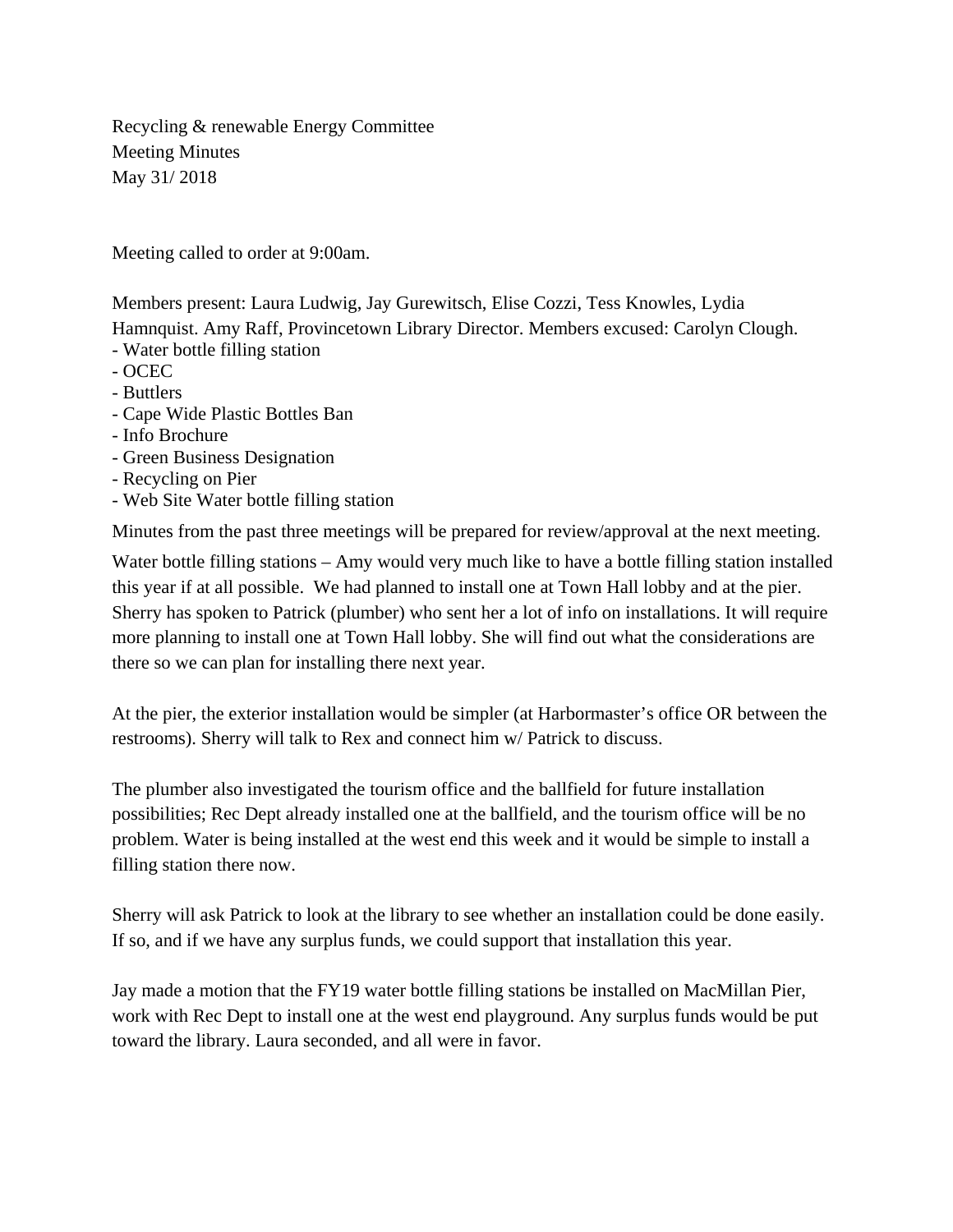Recycling & renewable Energy Committee
Meeting Minutes
May 31/ 2018

Meeting called to order at 9:00am.

Members present: Laura Ludwig, Jay Gurewitsch, Elise Cozzi, Tess Knowles, Lydia Hamnquist. Amy Raff, Provincetown Library Director. Members excused: Carolyn Clough.

- Water bottle filling station
- OCEC
- Buttlers
- Cape Wide Plastic Bottles Ban
- Info Brochure
- Green Business Designation
- Recycling on Pier
- Web Site Water bottle filling station

Minutes from the past three meetings will be prepared for review/approval at the next meeting.

Water bottle filling stations – Amy would very much like to have a bottle filling station installed this year if at all possible. We had planned to install one at Town Hall lobby and at the pier. Sherry has spoken to Patrick (plumber) who sent her a lot of info on installations. It will require more planning to install one at Town Hall lobby. She will find out what the considerations are there so we can plan for installing there next year.

At the pier, the exterior installation would be simpler (at Harbormaster's office OR between the restrooms). Sherry will talk to Rex and connect him w/ Patrick to discuss.

The plumber also investigated the tourism office and the ballfield for future installation possibilities; Rec Dept already installed one at the ballfield, and the tourism office will be no problem. Water is being installed at the west end this week and it would be simple to install a filling station there now.

Sherry will ask Patrick to look at the library to see whether an installation could be done easily. If so, and if we have any surplus funds, we could support that installation this year.

Jay made a motion that the FY19 water bottle filling stations be installed on MacMillan Pier, work with Rec Dept to install one at the west end playground. Any surplus funds would be put toward the library. Laura seconded, and all were in favor.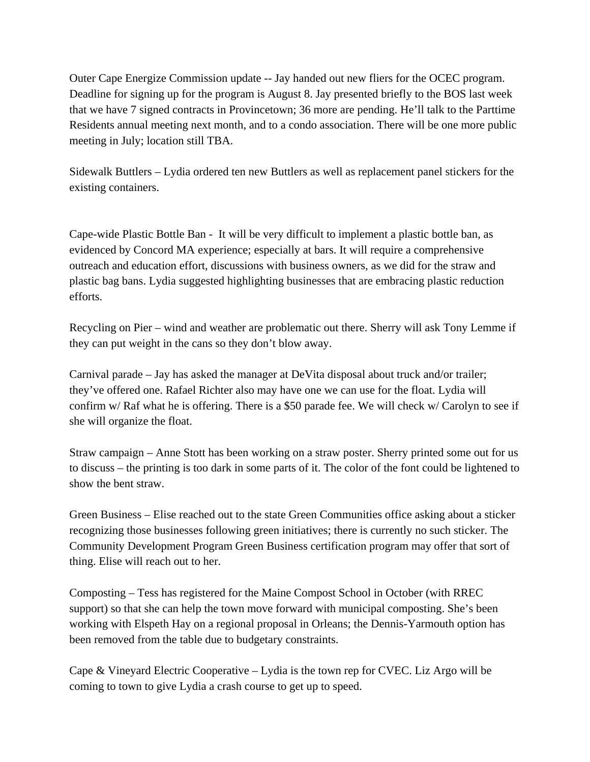Outer Cape Energize Commission update -- Jay handed out new fliers for the OCEC program. Deadline for signing up for the program is August 8. Jay presented briefly to the BOS last week that we have 7 signed contracts in Provincetown; 36 more are pending. He'll talk to the Parttime Residents annual meeting next month, and to a condo association. There will be one more public meeting in July; location still TBA.

Sidewalk Buttlers – Lydia ordered ten new Buttlers as well as replacement panel stickers for the existing containers.

Cape-wide Plastic Bottle Ban - It will be very difficult to implement a plastic bottle ban, as evidenced by Concord MA experience; especially at bars. It will require a comprehensive outreach and education effort, discussions with business owners, as we did for the straw and plastic bag bans. Lydia suggested highlighting businesses that are embracing plastic reduction efforts.

Recycling on Pier – wind and weather are problematic out there. Sherry will ask Tony Lemme if they can put weight in the cans so they don't blow away.

Carnival parade – Jay has asked the manager at DeVita disposal about truck and/or trailer; they've offered one. Rafael Richter also may have one we can use for the float. Lydia will confirm w/ Raf what he is offering. There is a $50 parade fee. We will check w/ Carolyn to see if she will organize the float.

Straw campaign – Anne Stott has been working on a straw poster. Sherry printed some out for us to discuss – the printing is too dark in some parts of it. The color of the font could be lightened to show the bent straw.

Green Business – Elise reached out to the state Green Communities office asking about a sticker recognizing those businesses following green initiatives; there is currently no such sticker. The Community Development Program Green Business certification program may offer that sort of thing. Elise will reach out to her.

Composting – Tess has registered for the Maine Compost School in October (with RREC support) so that she can help the town move forward with municipal composting. She's been working with Elspeth Hay on a regional proposal in Orleans; the Dennis-Yarmouth option has been removed from the table due to budgetary constraints.

Cape & Vineyard Electric Cooperative – Lydia is the town rep for CVEC. Liz Argo will be coming to town to give Lydia a crash course to get up to speed.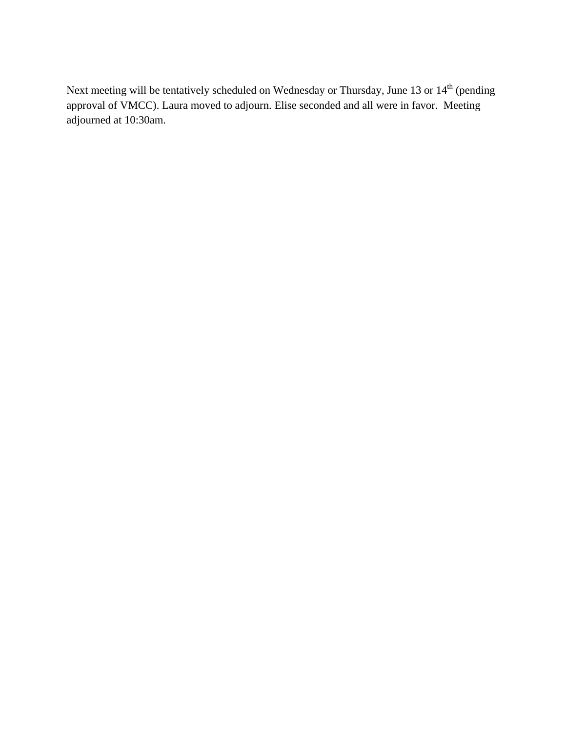Next meeting will be tentatively scheduled on Wednesday or Thursday, June 13 or 14th (pending approval of VMCC). Laura moved to adjourn. Elise seconded and all were in favor. Meeting adjourned at 10:30am.